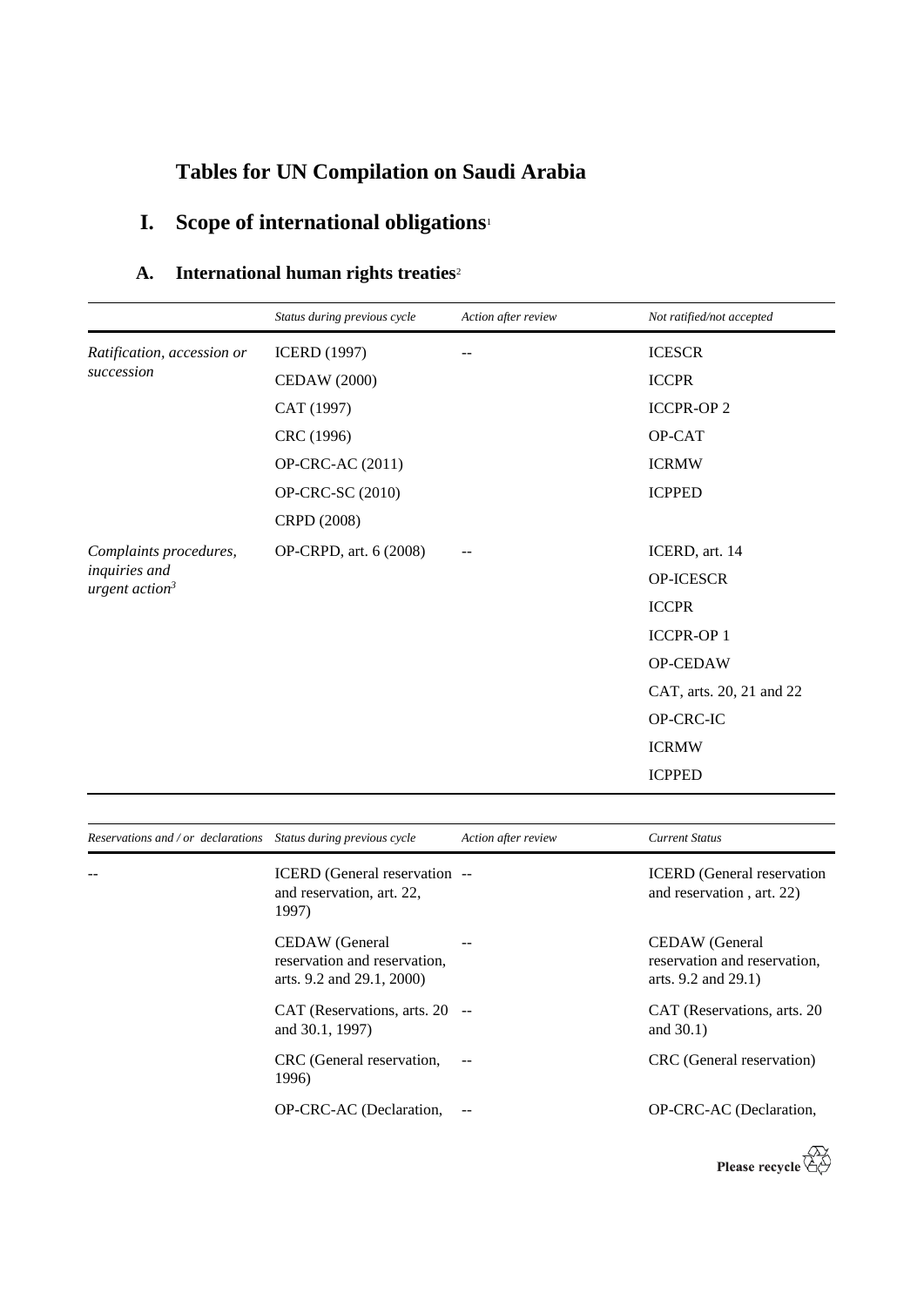# Tables for UN Compilation on Saudi Arabia

## I. Scope of international obligations[1]

### A. International human rights treaties[2]

| | *Status during previous cycle* | *Action after review* | *Not ratified/not accepted* |
|---|---|---|---|
| *Ratification, accession or succession* | ICERD (1997) | -- | ICESCR |
| | CEDAW (2000) | | ICCPR |
| | CAT (1997) | | ICCPR-OP 2 |
| | CRC (1996) | | OP-CAT |
| | OP-CRC-AC (2011) | | ICRMW |
| | OP-CRC-SC (2010) | | ICPPED |
| | CRPD (2008) | | |
| *Complaints procedures, inquiries and urgent action*[3] | OP-CRPD, art. 6 (2008) | -- | ICERD, art. 14 |
| | | | OP-ICESCR |
| | | | ICCPR |
| | | | ICCPR-OP 1 |
| | | | OP-CEDAW |
| | | | CAT, arts. 20, 21 and 22 |
| | | | OP-CRC-IC |
| | | | ICRMW |
| | | | ICPPED |

| *Reservations and / or declarations* | *Status during previous cycle* | *Action after review* | *Current Status* |
|---|---|---|---|
| -- | ICERD (General reservation and reservation, art. 22, 1997) | -- | ICERD (General reservation and reservation , art. 22) |
| | CEDAW (General reservation and reservation, arts. 9.2 and 29.1, 2000) | -- | CEDAW (General reservation and reservation, arts. 9.2 and 29.1) |
| | CAT (Reservations, arts. 20 and 30.1, 1997) | -- | CAT (Reservations, arts. 20 and 30.1) |
| | CRC (General reservation, 1996) | -- | CRC (General reservation) |
| | OP-CRC-AC (Declaration, | -- | OP-CRC-AC (Declaration, |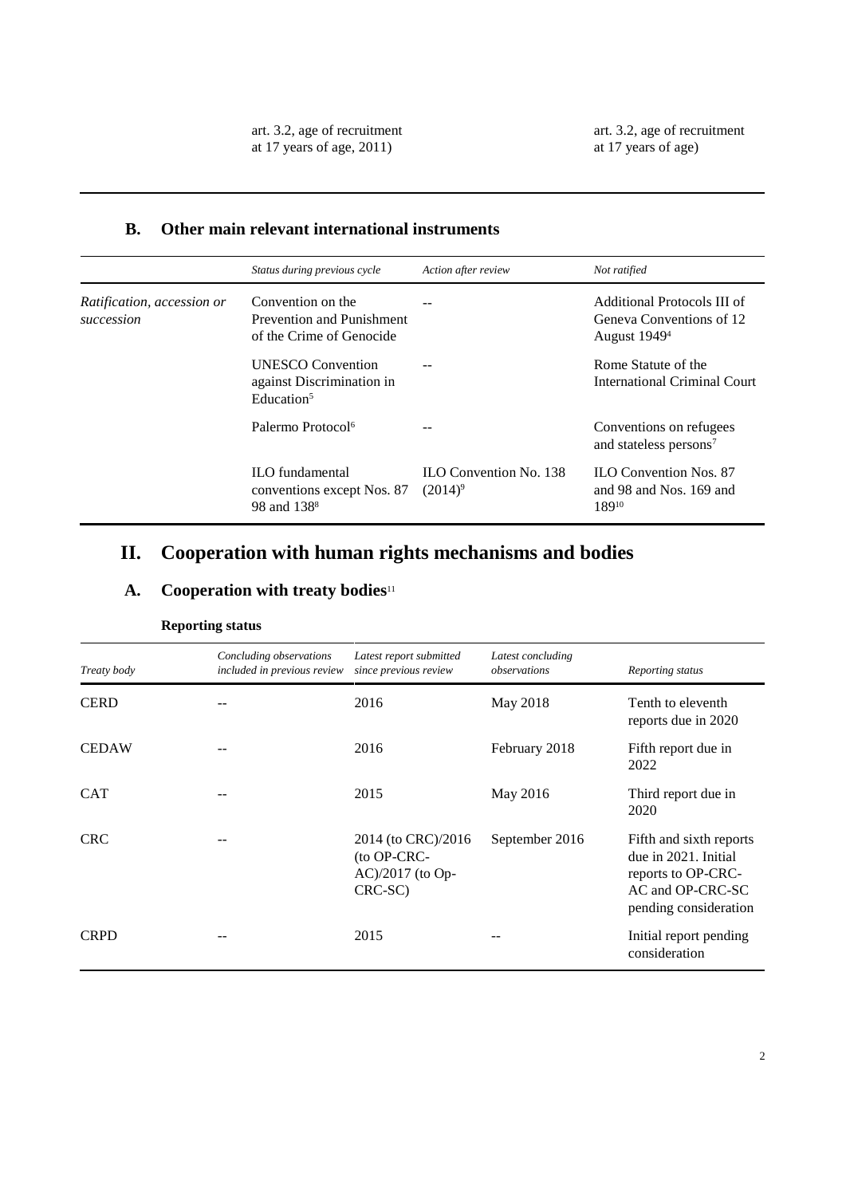| | art. 3.2, age of recruitment at 17 years of age, 2011) | | art. 3.2, age of recruitment at 17 years of age) |
|---|---|---|---|

## B. Other main relevant international instruments

| | *Status during previous cycle* | *Action after review* | *Not ratified* |
|---|---|---|---|
| *Ratification, accession or succession* | Convention on the Prevention and Punishment of the Crime of Genocide | -- | Additional Protocols III of Geneva Conventions of 12 August 1949[4] |
| | UNESCO Convention against Discrimination in Education[5] | -- | Rome Statute of the International Criminal Court |
| | Palermo Protocol[6] | -- | Conventions on refugees and stateless persons[7] |
| | ILO fundamental conventions except Nos. 87 98 and 138[8] | ILO Convention No. 138 (2014)[9] | ILO Convention Nos. 87 and 98 and Nos. 169 and 189[10] |

# II. Cooperation with human rights mechanisms and bodies

## A. Cooperation with treaty bodies[11]

### Reporting status

| *Treaty body* | *Concluding observations included in previous review* | *Latest report submitted since previous review* | *Latest concluding observations* | *Reporting status* |
|---|---|---|---|---|
| CERD | -- | 2016 | May 2018 | Tenth to eleventh reports due in 2020 |
| CEDAW | -- | 2016 | February 2018 | Fifth report due in 2022 |
| CAT | -- | 2015 | May 2016 | Third report due in 2020 |
| CRC | -- | 2014 (to CRC)/2016 (to OP-CRC-AC)/2017 (to Op-CRC-SC) | September 2016 | Fifth and sixth reports due in 2021. Initial reports to OP-CRC-AC and OP-CRC-SC pending consideration |
| CRPD | -- | 2015 | -- | Initial report pending consideration |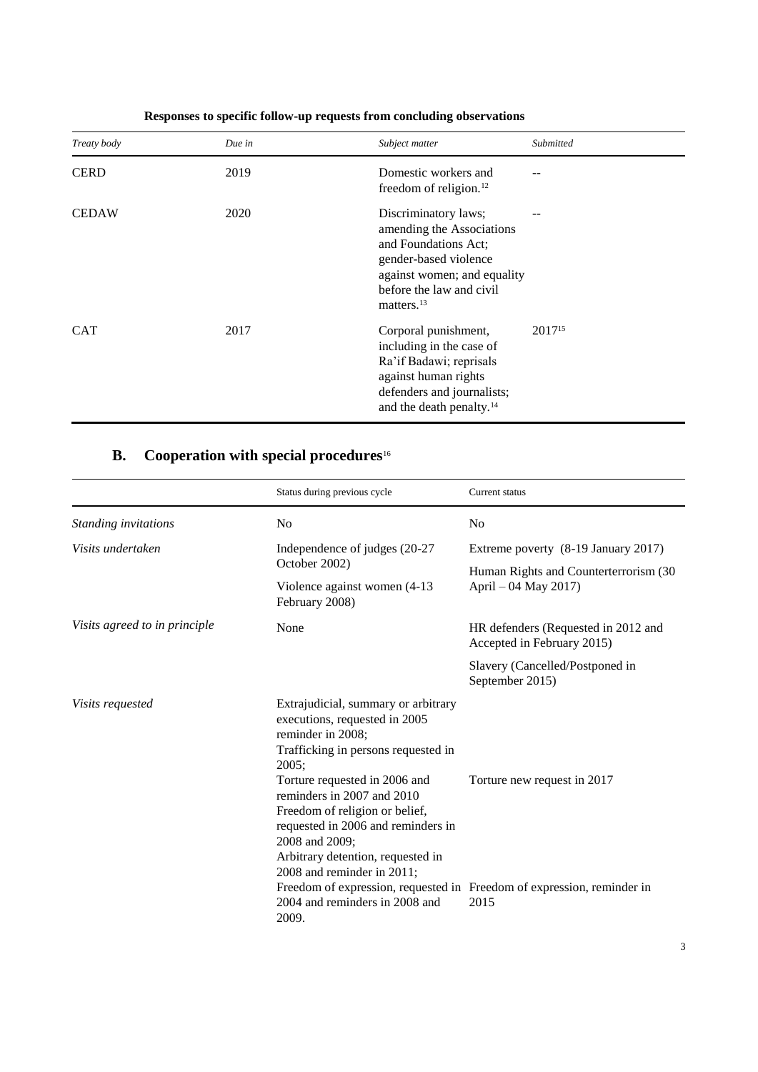**Responses to specific follow-up requests from concluding observations**

| *Treaty body* | *Due in* | *Subject matter* | *Submitted* |
| --- | --- | --- | --- |
| CERD | 2019 | Domestic workers and freedom of religion.[12] | -- |
| CEDAW | 2020 | Discriminatory laws; amending the Associations and Foundations Act; gender-based violence against women; and equality before the law and civil matters.[13] | -- |
| CAT | 2017 | Corporal punishment, including in the case of Ra'if Badawi; reprisals against human rights defenders and journalists; and the death penalty.[14] | 2017[15] |

## B. Cooperation with special procedures[16]

| | Status during previous cycle | Current status |
| --- | --- | --- |
| *Standing invitations* | No | No |
| *Visits undertaken* | Independence of judges (20-27 October 2002)<br>Violence against women (4-13 February 2008) | Extreme poverty (8-19 January 2017)<br>Human Rights and Counterterrorism (30 April – 04 May 2017) |
| *Visits agreed to in principle* | None | HR defenders (Requested in 2012 and Accepted in February 2015)<br>Slavery (Cancelled/Postponed in September 2015) |
| *Visits requested* | Extrajudicial, summary or arbitrary executions, requested in 2005 reminder in 2008;<br>Trafficking in persons requested in 2005;<br>Torture requested in 2006 and reminders in 2007 and 2010<br>Freedom of religion or belief, requested in 2006 and reminders in 2008 and 2009;<br>Arbitrary detention, requested in 2008 and reminder in 2011;<br>Freedom of expression, requested in 2004 and reminders in 2008 and 2009. | Torture new request in 2017<br>Freedom of expression, reminder in 2015 |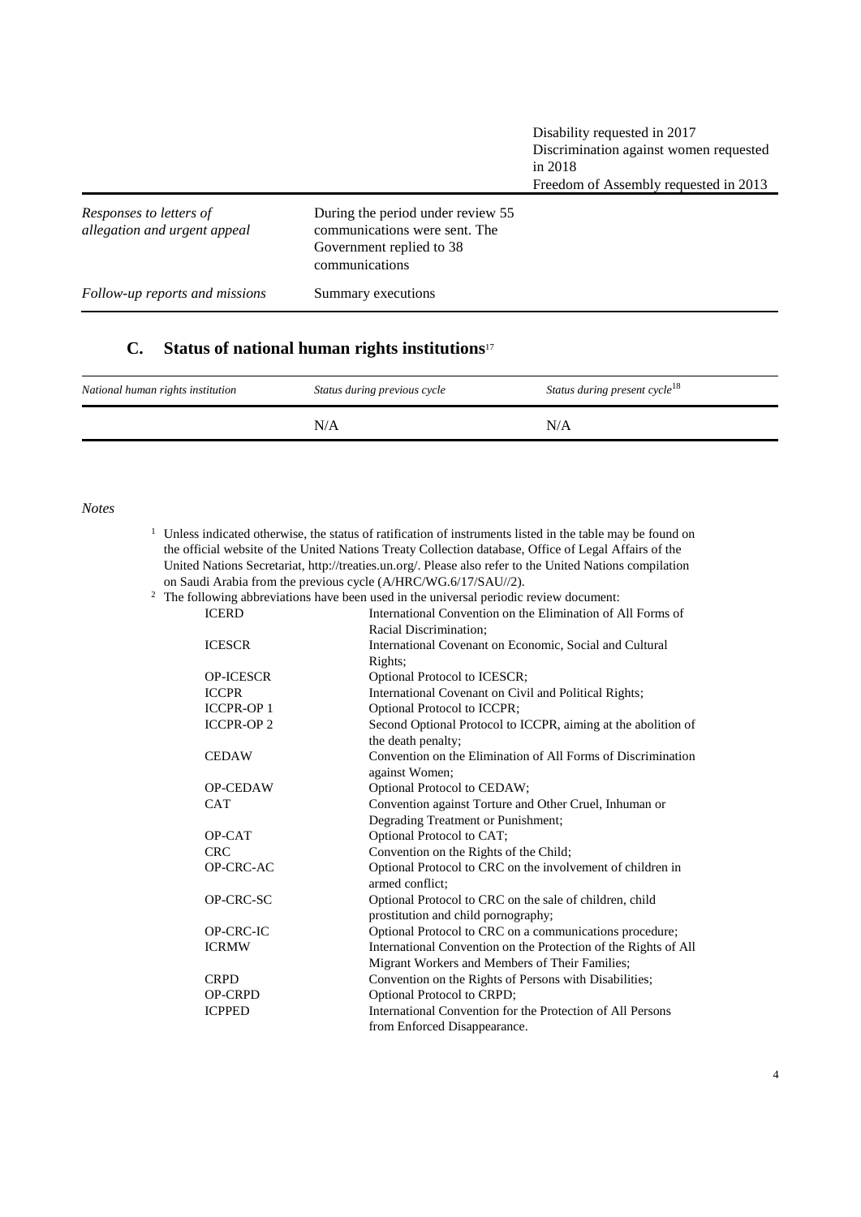| | | |
|---|---|---|
| | | Disability requested in 2017<br>Discrimination against women requested in 2018<br>Freedom of Assembly requested in 2013 |
| *Responses to letters of allegation and urgent appeal* | During the period under review 55 communications were sent. The Government replied to 38 communications | |
| *Follow-up reports and missions* | Summary executions | |

## C. Status of national human rights institutions[17]

| *National human rights institution* | *Status during previous cycle* | *Status during present cycle*[18] |
|---|---|---|
| | N/A | N/A |

*Notes*

[1] Unless indicated otherwise, the status of ratification of instruments listed in the table may be found on the official website of the United Nations Treaty Collection database, Office of Legal Affairs of the United Nations Secretariat, http://treaties.un.org/. Please also refer to the United Nations compilation on Saudi Arabia from the previous cycle (A/HRC/WG.6/17/SAU//2).

[2] The following abbreviations have been used in the universal periodic review document:

| | |
|---|---|
| ICERD | International Convention on the Elimination of All Forms of Racial Discrimination; |
| ICESCR | International Covenant on Economic, Social and Cultural Rights; |
| OP-ICESCR | Optional Protocol to ICESCR; |
| ICCPR | International Covenant on Civil and Political Rights; |
| ICCPR-OP 1 | Optional Protocol to ICCPR; |
| ICCPR-OP 2 | Second Optional Protocol to ICCPR, aiming at the abolition of the death penalty; |
| CEDAW | Convention on the Elimination of All Forms of Discrimination against Women; |
| OP-CEDAW | Optional Protocol to CEDAW; |
| CAT | Convention against Torture and Other Cruel, Inhuman or Degrading Treatment or Punishment; |
| OP-CAT | Optional Protocol to CAT; |
| CRC | Convention on the Rights of the Child; |
| OP-CRC-AC | Optional Protocol to CRC on the involvement of children in armed conflict; |
| OP-CRC-SC | Optional Protocol to CRC on the sale of children, child prostitution and child pornography; |
| OP-CRC-IC | Optional Protocol to CRC on a communications procedure; |
| ICRMW | International Convention on the Protection of the Rights of All Migrant Workers and Members of Their Families; |
| CRPD | Convention on the Rights of Persons with Disabilities; |
| OP-CRPD | Optional Protocol to CRPD; |
| ICPPED | International Convention for the Protection of All Persons from Enforced Disappearance. |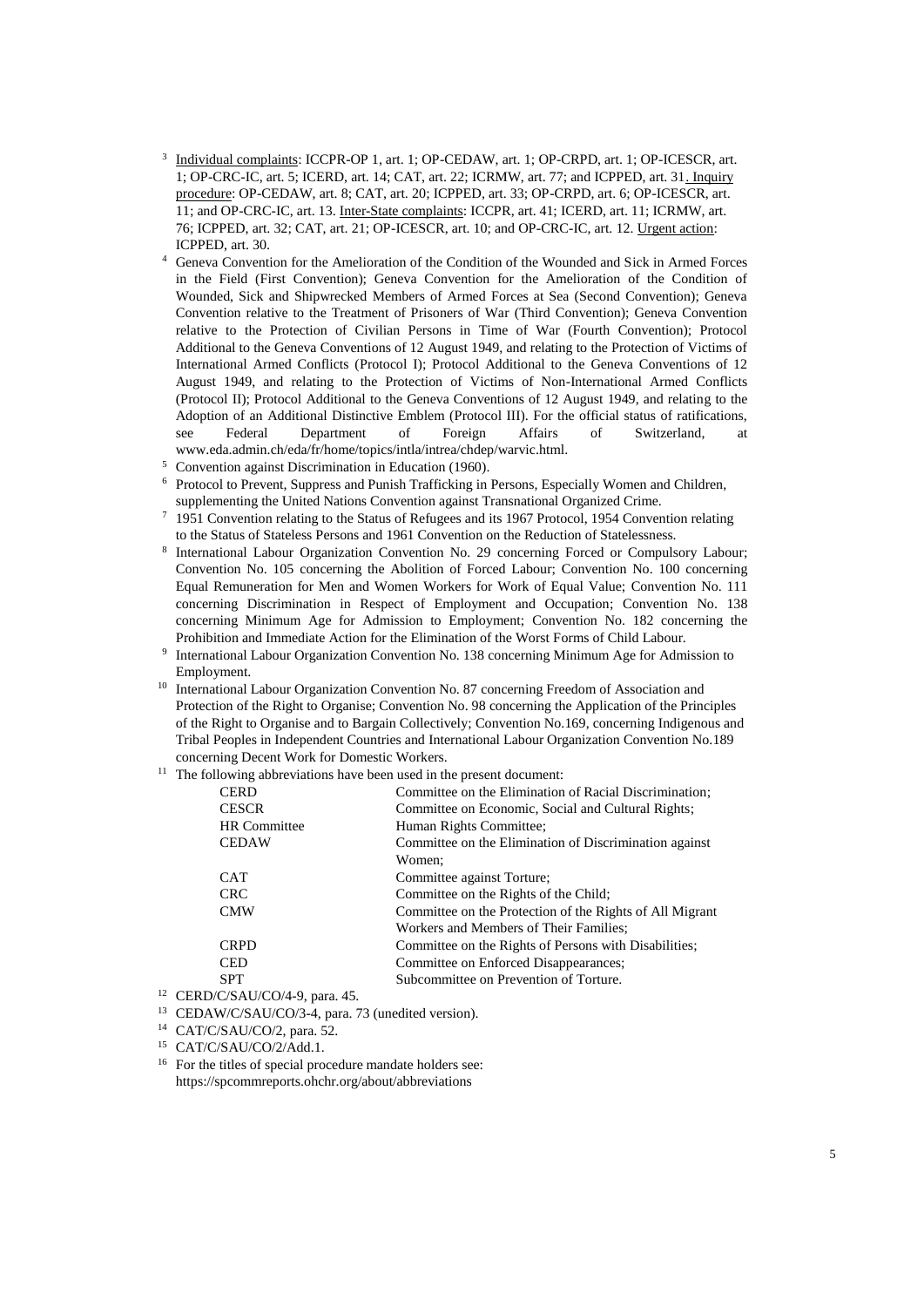[3] Individual complaints: ICCPR-OP 1, art. 1; OP-CEDAW, art. 1; OP-CRPD, art. 1; OP-ICESCR, art. 1; OP-CRC-IC, art. 5; ICERD, art. 14; CAT, art. 22; ICRMW, art. 77; and ICPPED, art. 31. Inquiry procedure: OP-CEDAW, art. 8; CAT, art. 20; ICPPED, art. 33; OP-CRPD, art. 6; OP-ICESCR, art. 11; and OP-CRC-IC, art. 13. Inter-State complaints: ICCPR, art. 41; ICERD, art. 11; ICRMW, art. 76; ICPPED, art. 32; CAT, art. 21; OP-ICESCR, art. 10; and OP-CRC-IC, art. 12. Urgent action: ICPPED, art. 30.

[4] Geneva Convention for the Amelioration of the Condition of the Wounded and Sick in Armed Forces in the Field (First Convention); Geneva Convention for the Amelioration of the Condition of Wounded, Sick and Shipwrecked Members of Armed Forces at Sea (Second Convention); Geneva Convention relative to the Treatment of Prisoners of War (Third Convention); Geneva Convention relative to the Protection of Civilian Persons in Time of War (Fourth Convention); Protocol Additional to the Geneva Conventions of 12 August 1949, and relating to the Protection of Victims of International Armed Conflicts (Protocol I); Protocol Additional to the Geneva Conventions of 12 August 1949, and relating to the Protection of Victims of Non-International Armed Conflicts (Protocol II); Protocol Additional to the Geneva Conventions of 12 August 1949, and relating to the Adoption of an Additional Distinctive Emblem (Protocol III). For the official status of ratifications, see Federal Department of Foreign Affairs of Switzerland, at www.eda.admin.ch/eda/fr/home/topics/intla/intrea/chdep/warvic.html.

[5] Convention against Discrimination in Education (1960).

[6] Protocol to Prevent, Suppress and Punish Trafficking in Persons, Especially Women and Children, supplementing the United Nations Convention against Transnational Organized Crime.

[7] 1951 Convention relating to the Status of Refugees and its 1967 Protocol, 1954 Convention relating to the Status of Stateless Persons and 1961 Convention on the Reduction of Statelessness.

[8] International Labour Organization Convention No. 29 concerning Forced or Compulsory Labour; Convention No. 105 concerning the Abolition of Forced Labour; Convention No. 100 concerning Equal Remuneration for Men and Women Workers for Work of Equal Value; Convention No. 111 concerning Discrimination in Respect of Employment and Occupation; Convention No. 138 concerning Minimum Age for Admission to Employment; Convention No. 182 concerning the Prohibition and Immediate Action for the Elimination of the Worst Forms of Child Labour.

[9] International Labour Organization Convention No. 138 concerning Minimum Age for Admission to Employment.

[10] International Labour Organization Convention No. 87 concerning Freedom of Association and Protection of the Right to Organise; Convention No. 98 concerning the Application of the Principles of the Right to Organise and to Bargain Collectively; Convention No.169, concerning Indigenous and Tribal Peoples in Independent Countries and International Labour Organization Convention No.189 concerning Decent Work for Domestic Workers.

[11] The following abbreviations have been used in the present document:

| | |
|---|---|
| CERD | Committee on the Elimination of Racial Discrimination; |
| CESCR | Committee on Economic, Social and Cultural Rights; |
| HR Committee | Human Rights Committee; |
| CEDAW | Committee on the Elimination of Discrimination against Women; |
| CAT | Committee against Torture; |
| CRC | Committee on the Rights of the Child; |
| CMW | Committee on the Protection of the Rights of All Migrant Workers and Members of Their Families; |
| CRPD | Committee on the Rights of Persons with Disabilities; |
| CED | Committee on Enforced Disappearances; |
| SPT | Subcommittee on Prevention of Torture. |

[12] CERD/C/SAU/CO/4-9, para. 45.

[13] CEDAW/C/SAU/CO/3-4, para. 73 (unedited version).

[14] CAT/C/SAU/CO/2, para. 52.

[15] CAT/C/SAU/CO/2/Add.1.

[16] For the titles of special procedure mandate holders see: https://spcommreports.ohchr.org/about/abbreviations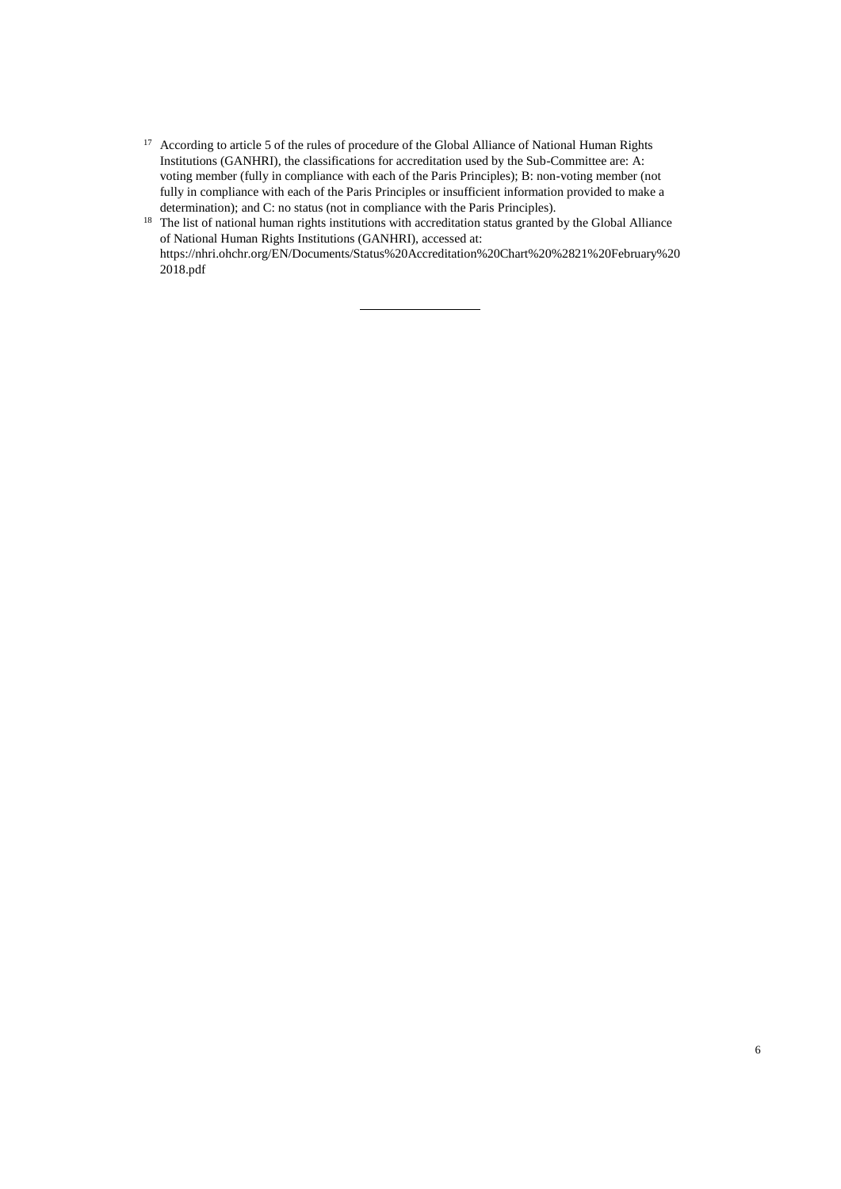[17] According to article 5 of the rules of procedure of the Global Alliance of National Human Rights Institutions (GANHRI), the classifications for accreditation used by the Sub-Committee are: A: voting member (fully in compliance with each of the Paris Principles); B: non-voting member (not fully in compliance with each of the Paris Principles or insufficient information provided to make a determination); and C: no status (not in compliance with the Paris Principles).

[18] The list of national human rights institutions with accreditation status granted by the Global Alliance of National Human Rights Institutions (GANHRI), accessed at: https://nhri.ohchr.org/EN/Documents/Status%20Accreditation%20Chart%20%2821%20February%202018.pdf